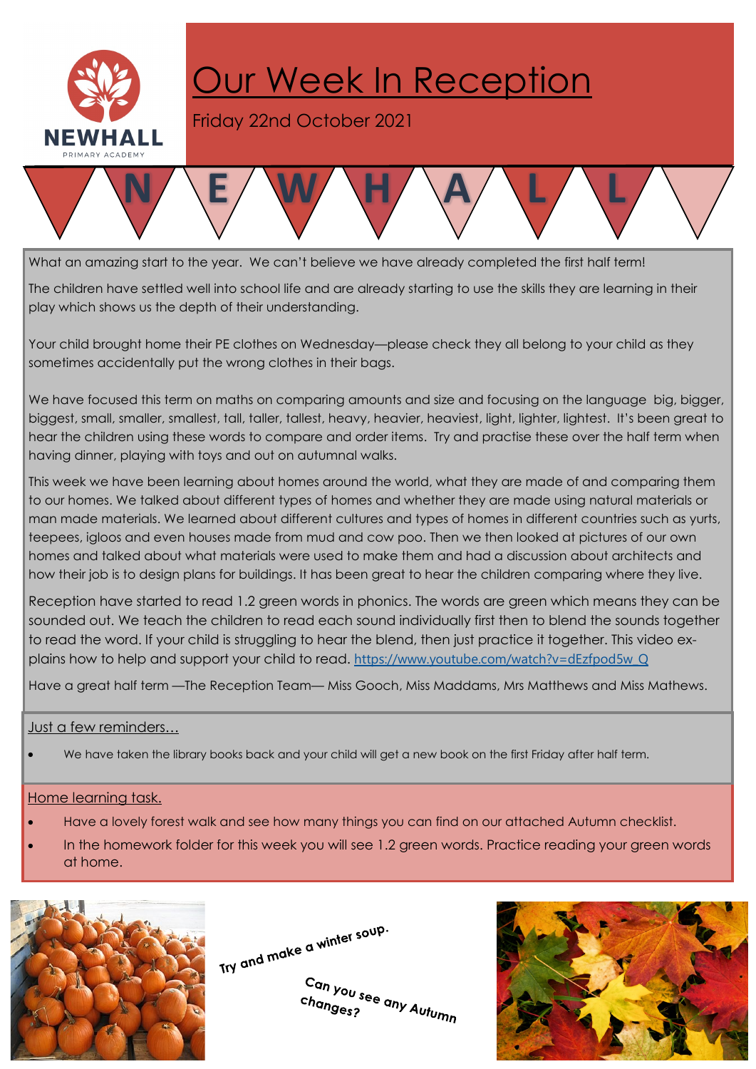NEWHALL

PRIMARY ACADEMY

# Our Week In Reception

Friday 22nd October 2021

N E W H A L L

What an amazing start to the year. We can't believe we have already completed the first half term!

The children have settled well into school life and are already starting to use the skills they are learning in their play which shows us the depth of their understanding.

Your child brought home their PE clothes on Wednesday—please check they all belong to your child as they sometimes accidentally put the wrong clothes in their bags.

We have focused this term on maths on comparing amounts and size and focusing on the language big, bigger, biggest, small, smaller, smallest, tall, taller, tallest, heavy, heavier, heaviest, light, lighter, lightest. It's been great to hear the children using these words to compare and order items. Try and practise these over the half term when having dinner, playing with toys and out on autumnal walks.

This week we have been learning about homes around the world, what they are made of and comparing them to our homes. We talked about different types of homes and whether they are made using natural materials or man made materials. We learned about different cultures and types of homes in different countries such as yurts, teepees, igloos and even houses made from mud and cow poo. Then we then looked at pictures of our own homes and talked about what materials were used to make them and had a discussion about architects and how their job is to design plans for buildings. It has been great to hear the children comparing where they live.

Reception have started to read 1.2 green words in phonics. The words are green which means they can be sounded out. We teach the children to read each sound individually first then to blend the sounds together to read the word. If your child is struggling to hear the blend, then just practice it together. This video explains how to help and support your child to read. https://www.youtube.com/watch?v=dEzfpod5w_Q

Have a great half term —The Reception Team— Miss Gooch, Miss Maddams, Mrs Matthews and Miss Mathews.

## Just a few reminders…

- We have taken the library books back and your child will get a new book on the first Friday after half term.

## Home learning task.

- Have a lovely forest walk and see how many things you can find on our attached Autumn checklist.
- In the homework folder for this week you will see 1.2 green words. Practice reading your green words at home.

Try and make a winter soup.

Can you see any Autumn changes?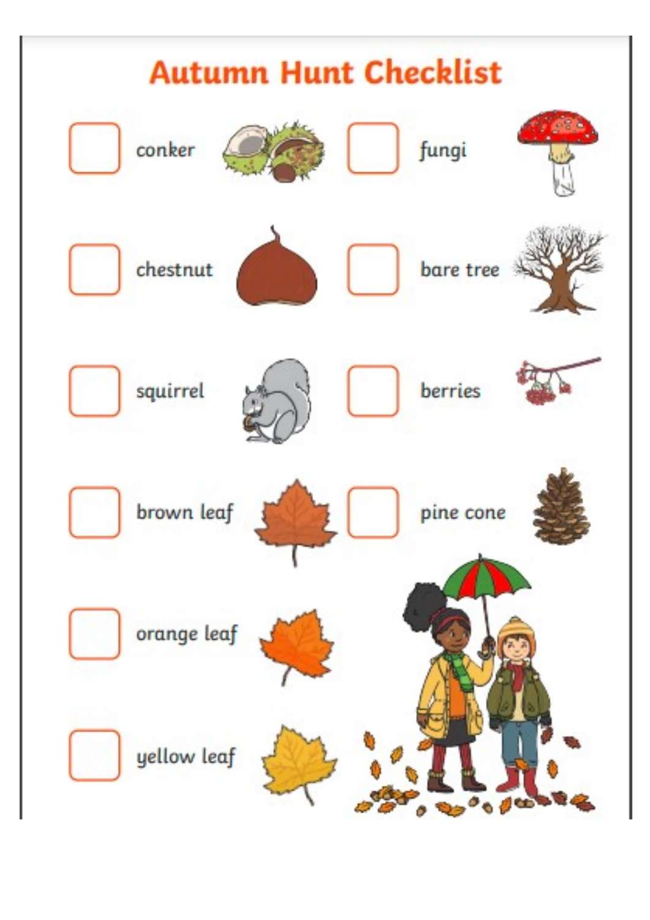# Autumn Hunt Checklist

- [ ] conker
- [ ] fungi
- [ ] chestnut
- [ ] bare tree
- [ ] squirrel
- [ ] berries
- [ ] brown leaf
- [ ] pine cone
- [ ] orange leaf
- [ ] yellow leaf